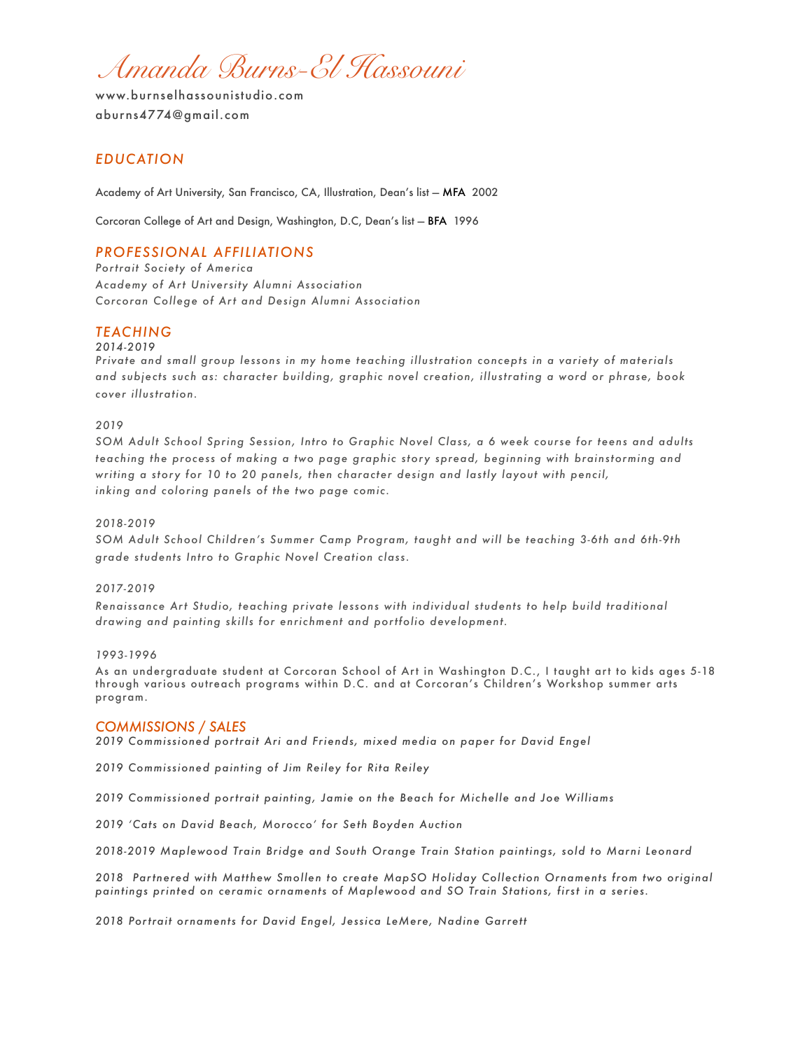# *Amanda Burns-El Hassouni*

www.burnselhassounistudio.com
aburns4774@gmail.com

## *EDUCATION*

Academy of Art University, San Francisco, CA, Illustration, Dean's list — MFA 2002

Corcoran College of Art and Design, Washington, D.C, Dean's list — BFA 1996

## *PROFESSIONAL AFFILIATIONS*

*Portrait Society of America*
*Academy of Art University Alumni Association*
*Corcoran College of Art and Design Alumni Association*

## *TEACHING*

*2014-2019*
*Private and small group lessons in my home teaching illustration concepts in a variety of materials and subjects such as: character building, graphic novel creation, illustrating a word or phrase, book cover illustration.*

*2019*
*SOM Adult School Spring Session, Intro to Graphic Novel Class, a 6 week course for teens and adults teaching the process of making a two page graphic story spread, beginning with brainstorming and writing a story for 10 to 20 panels, then character design and lastly layout with pencil, inking and coloring panels of the two page comic.*

*2018-2019*
*SOM Adult School Children's Summer Camp Program, taught and will be teaching 3-6th and 6th-9th grade students Intro to Graphic Novel Creation class.*

*2017-2019*
*Renaissance Art Studio, teaching private lessons with individual students to help build traditional drawing and painting skills for enrichment and portfolio development.*

*1993-1996*
As an undergraduate student at Corcoran School of Art in Washington D.C., I taught art to kids ages 5-18 through various outreach programs within D.C. and at Corcoran's Children's Workshop summer arts program.

## *COMMISSIONS / SALES*

*2019 Commissioned portrait Ari and Friends, mixed media on paper for David Engel*

*2019 Commissioned painting of Jim Reiley for Rita Reiley*

*2019 Commissioned portrait painting, Jamie on the Beach for Michelle and Joe Williams*

*2019 'Cats on David Beach, Morocco' for Seth Boyden Auction*

*2018-2019 Maplewood Train Bridge and South Orange Train Station paintings, sold to Marni Leonard*

*2018 Partnered with Matthew Smollen to create MapSO Holiday Collection Ornaments from two original paintings printed on ceramic ornaments of Maplewood and SO Train Stations, first in a series.*

*2018 Portrait ornaments for David Engel, Jessica LeMere, Nadine Garrett*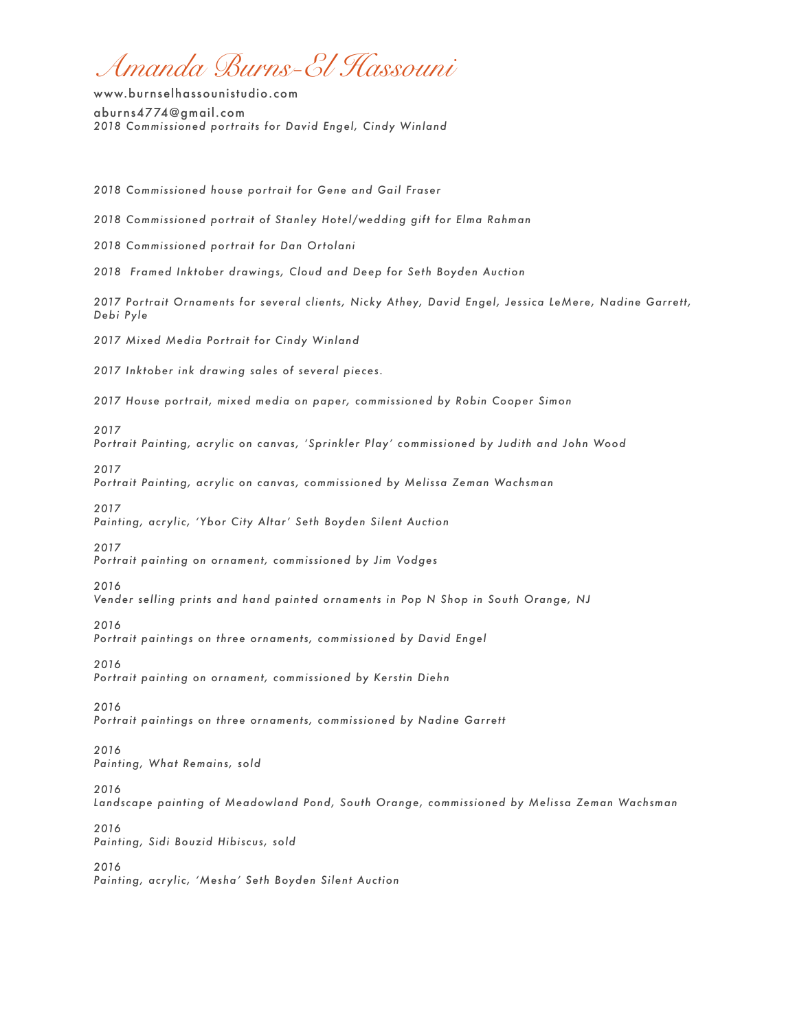# *Amanda Burns-El Hassouni*

www.burnselhassounistudio.com

aburns4774@gmail.com

*2018 Commissioned portraits for David Engel, Cindy Winland*

*2018 Commissioned house portrait for Gene and Gail Fraser*

*2018 Commissioned portrait of Stanley Hotel/wedding gift for Elma Rahman*

*2018 Commissioned portrait for Dan Ortolani*

*2018 Framed Inktober drawings, Cloud and Deep for Seth Boyden Auction*

*2017 Portrait Ornaments for several clients, Nicky Athey, David Engel, Jessica LeMere, Nadine Garrett, Debi Pyle*

*2017 Mixed Media Portrait for Cindy Winland*

*2017 Inktober ink drawing sales of several pieces.*

*2017 House portrait, mixed media on paper, commissioned by Robin Cooper Simon*

*2017*
*Portrait Painting, acrylic on canvas, 'Sprinkler Play' commissioned by Judith and John Wood*

*2017*
*Portrait Painting, acrylic on canvas, commissioned by Melissa Zeman Wachsman*

*2017*
*Painting, acrylic, 'Ybor City Altar' Seth Boyden Silent Auction*

*2017*
*Portrait painting on ornament, commissioned by Jim Vodges*

*2016*
*Vender selling prints and hand painted ornaments in Pop N Shop in South Orange, NJ*

*2016*
*Portrait paintings on three ornaments, commissioned by David Engel*

*2016*
*Portrait painting on ornament, commissioned by Kerstin Diehn*

*2016*
*Portrait paintings on three ornaments, commissioned by Nadine Garrett*

*2016*
*Painting, What Remains, sold*

*2016*
*Landscape painting of Meadowland Pond, South Orange, commissioned by Melissa Zeman Wachsman*

*2016*
*Painting, Sidi Bouzid Hibiscus, sold*

*2016*
*Painting, acrylic, 'Mesha' Seth Boyden Silent Auction*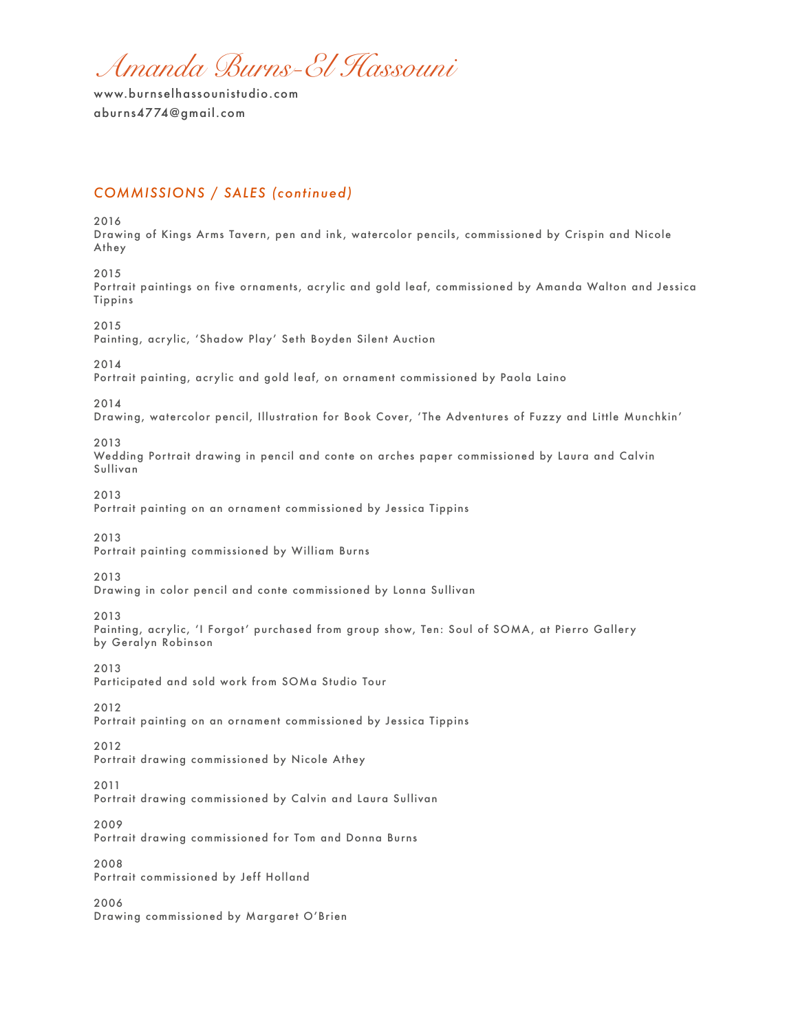# Amanda Burns-El Hassouni

www.burnselhassounistudio.com
aburns4774@gmail.com

## *COMMISSIONS / SALES (continued)*

2016
Drawing of Kings Arms Tavern, pen and ink, watercolor pencils, commissioned by Crispin and Nicole Athey

2015
Portrait paintings on five ornaments, acrylic and gold leaf, commissioned by Amanda Walton and Jessica Tippins

2015
Painting, acrylic, 'Shadow Play' Seth Boyden Silent Auction

2014
Portrait painting, acrylic and gold leaf, on ornament commissioned by Paola Laino

2014
Drawing, watercolor pencil, Illustration for Book Cover, 'The Adventures of Fuzzy and Little Munchkin'

2013
Wedding Portrait drawing in pencil and conte on arches paper commissioned by Laura and Calvin Sullivan

2013
Portrait painting on an ornament commissioned by Jessica Tippins

2013
Portrait painting commissioned by William Burns

2013
Drawing in color pencil and conte commissioned by Lonna Sullivan

2013
Painting, acrylic, 'I Forgot' purchased from group show, Ten: Soul of SOMA, at Pierro Gallery by Geralyn Robinson

2013
Participated and sold work from SOMa Studio Tour

2012
Portrait painting on an ornament commissioned by Jessica Tippins

2012
Portrait drawing commissioned by Nicole Athey

2011
Portrait drawing commissioned by Calvin and Laura Sullivan

2009
Portrait drawing commissioned for Tom and Donna Burns

2008
Portrait commissioned by Jeff Holland

2006
Drawing commissioned by Margaret O'Brien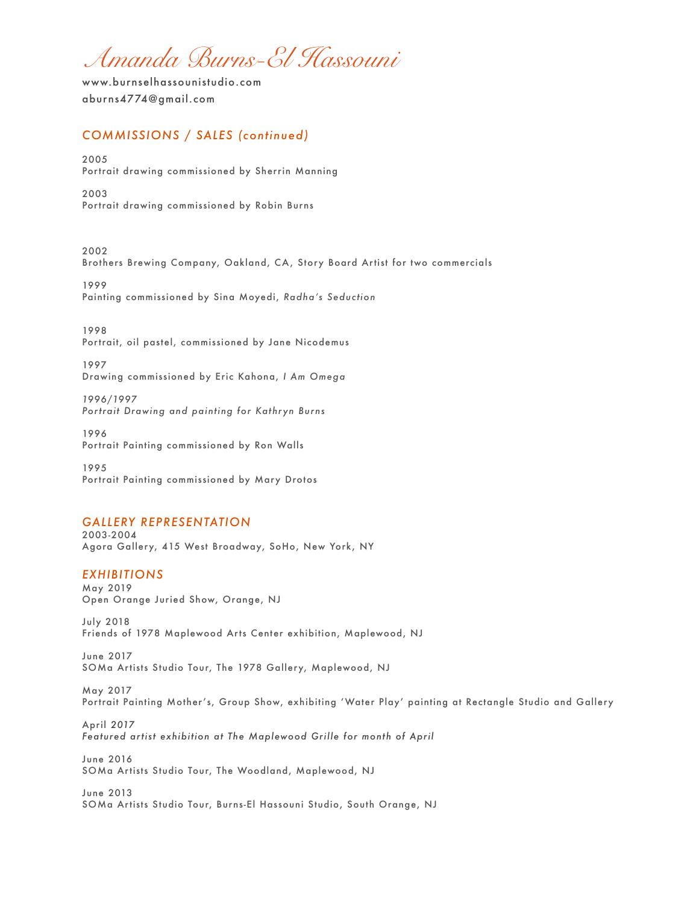# *Amanda Burns-El Hassouni*

www.burnselhassounistudio.com
aburns4774@gmail.com

## *COMMISSIONS / SALES (continued)*

2005
Portrait drawing commissioned by Sherrin Manning

2003
Portrait drawing commissioned by Robin Burns

2002
Brothers Brewing Company, Oakland, CA, Story Board Artist for two commercials

1999
Painting commissioned by Sina Moyedi, *Radha's Seduction*

1998
Portrait, oil pastel, commissioned by Jane Nicodemus

1997
Drawing commissioned by Eric Kahona, *I Am Omega*

*1996/1997*
*Portrait Drawing and painting for Kathryn Burns*

1996
Portrait Painting commissioned by Ron Walls

1995
Portrait Painting commissioned by Mary Drotos

## *GALLERY REPRESENTATION*

2003-2004
Agora Gallery, 415 West Broadway, SoHo, New York, NY

## *EXHIBITIONS*

May 2019
Open Orange Juried Show, Orange, NJ

July 2018
Friends of 1978 Maplewood Arts Center exhibition, Maplewood, NJ

June 2017
SOMa Artists Studio Tour, The 1978 Gallery, Maplewood, NJ

May 2017
Portrait Painting Mother's, Group Show, exhibiting 'Water Play' painting at Rectangle Studio and Gallery

April *2017*
*Featured artist exhibition at The Maplewood Grille for month of April*

June 2016
SOMa Artists Studio Tour, The Woodland, Maplewood, NJ

June 2013
SOMa Artists Studio Tour, Burns-El Hassouni Studio, South Orange, NJ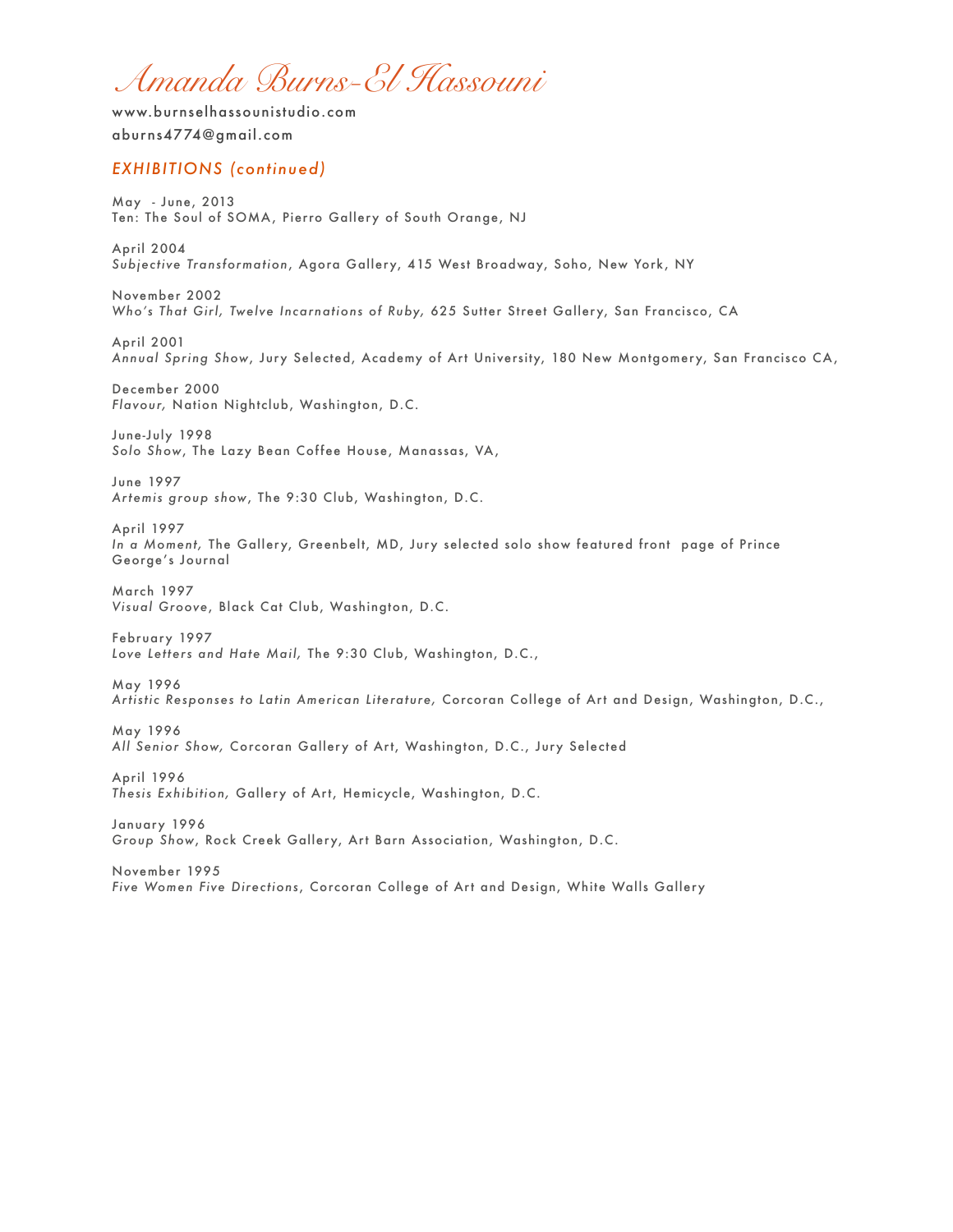# *Amanda Burns-El Hassouni*

www.burnselhassounistudio.com
aburns4774@gmail.com

## *EXHIBITIONS (continued)*

May - June, 2013
Ten: The Soul of SOMA, Pierro Gallery of South Orange, NJ

April 2004
*Subjective Transformation*, Agora Gallery, 415 West Broadway, Soho, New York, NY

November 2002
*Who's That Girl, Twelve Incarnations of Ruby*, 625 Sutter Street Gallery, San Francisco, CA

April 2001
*Annual Spring Show*, Jury Selected, Academy of Art University, 180 New Montgomery, San Francisco CA,

December 2000
*Flavour,* Nation Nightclub, Washington, D.C.

June-July 1998
*Solo Show*, The Lazy Bean Coffee House, Manassas, VA,

June 1997
*Artemis group show*, The 9:30 Club, Washington, D.C.

April 1997
*In a Moment,* The Gallery, Greenbelt, MD, Jury selected solo show featured front page of Prince George's Journal

March 1997
*Visual* Groove, Black Cat Club, Washington, D.C.

February 1997
*Love Letters and Hate Mail,* The 9:30 Club, Washington, D.C.,

May 1996
*Artistic Responses to Latin American Literature,* Corcoran College of Art and Design, Washington, D.C.,

May 1996
*All Senior Show,* Corcoran Gallery of Art, Washington, D.C., Jury Selected

April 1996
*Thesis Exhibition,* Gallery of Art, Hemicycle, Washington, D.C.

January 1996
*Group Show*, Rock Creek Gallery, Art Barn Association, Washington, D.C.

November 1995
*Five Women Five Directions*, Corcoran College of Art and Design, White Walls Gallery